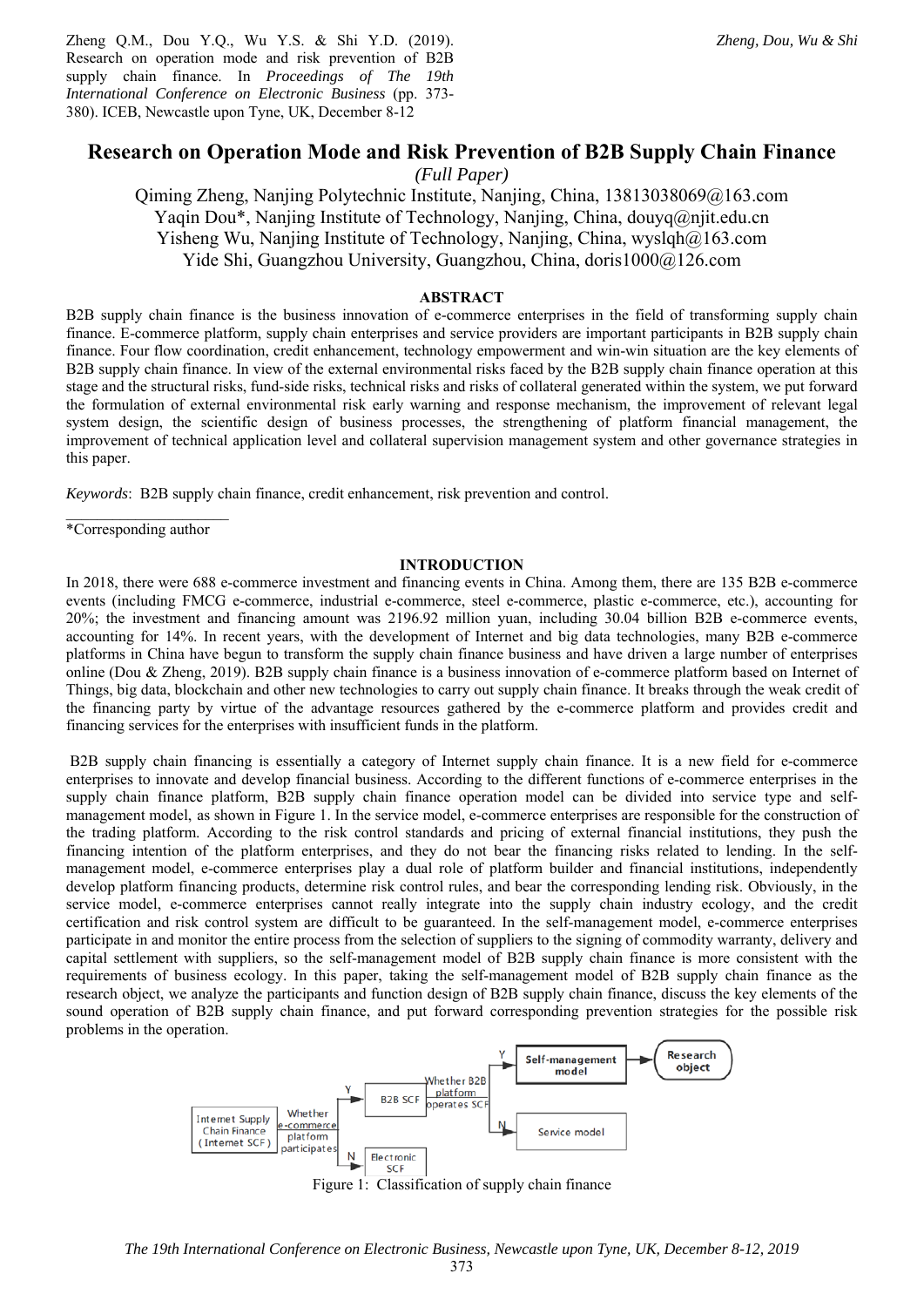Zheng Q.M., Dou Y.Q., Wu Y.S. & Shi Y.D. (2019). Research on operation mode and risk prevention of B2B supply chain finance. In *Proceedings of The 19th International Conference on Electronic Business* (pp. 373-380). ICEB, Newcastle upon Tyne, UK, December 8-12

# Research on Operation Mode and Risk Prevention of B2B Supply Chain Finance

*(Full Paper)*

Qiming Zheng, Nanjing Polytechnic Institute, Nanjing, China, 13813038069@163.com
Yaqin Dou*, Nanjing Institute of Technology, Nanjing, China, douyq@njit.edu.cn
Yisheng Wu, Nanjing Institute of Technology, Nanjing, China, wyslqh@163.com
Yide Shi, Guangzhou University, Guangzhou, China, doris1000@126.com

## ABSTRACT

B2B supply chain finance is the business innovation of e-commerce enterprises in the field of transforming supply chain finance. E-commerce platform, supply chain enterprises and service providers are important participants in B2B supply chain finance. Four flow coordination, credit enhancement, technology empowerment and win-win situation are the key elements of B2B supply chain finance. In view of the external environmental risks faced by the B2B supply chain finance operation at this stage and the structural risks, fund-side risks, technical risks and risks of collateral generated within the system, we put forward the formulation of external environmental risk early warning and response mechanism, the improvement of relevant legal system design, the scientific design of business processes, the strengthening of platform financial management, the improvement of technical application level and collateral supervision management system and other governance strategies in this paper.

*Keywords*: B2B supply chain finance, credit enhancement, risk prevention and control.

*Corresponding author

## INTRODUCTION

In 2018, there were 688 e-commerce investment and financing events in China. Among them, there are 135 B2B e-commerce events (including FMCG e-commerce, industrial e-commerce, steel e-commerce, plastic e-commerce, etc.), accounting for 20%; the investment and financing amount was 2196.92 million yuan, including 30.04 billion B2B e-commerce events, accounting for 14%. In recent years, with the development of Internet and big data technologies, many B2B e-commerce platforms in China have begun to transform the supply chain finance business and have driven a large number of enterprises online (Dou & Zheng, 2019). B2B supply chain finance is a business innovation of e-commerce platform based on Internet of Things, big data, blockchain and other new technologies to carry out supply chain finance. It breaks through the weak credit of the financing party by virtue of the advantage resources gathered by the e-commerce platform and provides credit and financing services for the enterprises with insufficient funds in the platform.

B2B supply chain financing is essentially a category of Internet supply chain finance. It is a new field for e-commerce enterprises to innovate and develop financial business. According to the different functions of e-commerce enterprises in the supply chain finance platform, B2B supply chain finance operation model can be divided into service type and self-management model, as shown in Figure 1. In the service model, e-commerce enterprises are responsible for the construction of the trading platform. According to the risk control standards and pricing of external financial institutions, they push the financing intention of the platform enterprises, and they do not bear the financing risks related to lending. In the self-management model, e-commerce enterprises play a dual role of platform builder and financial institutions, independently develop platform financing products, determine risk control rules, and bear the corresponding lending risk. Obviously, in the service model, e-commerce enterprises cannot really integrate into the supply chain industry ecology, and the credit certification and risk control system are difficult to be guaranteed. In the self-management model, e-commerce enterprises participate in and monitor the entire process from the selection of suppliers to the signing of commodity warranty, delivery and capital settlement with suppliers, so the self-management model of B2B supply chain finance is more consistent with the requirements of business ecology. In this paper, taking the self-management model of B2B supply chain finance as the research object, we analyze the participants and function design of B2B supply chain finance, discuss the key elements of the sound operation of B2B supply chain finance, and put forward corresponding prevention strategies for the possible risk problems in the operation.

Internet Supply Chain Finance (Internet SCF) → Whether e-commerce platform participates → Y: B2B SCF; N: Electronic SCF
B2B SCF → Whether B2B platform operates SCF → Y: Self-management model → Research object; N: Service model

Figure 1: Classification of supply chain finance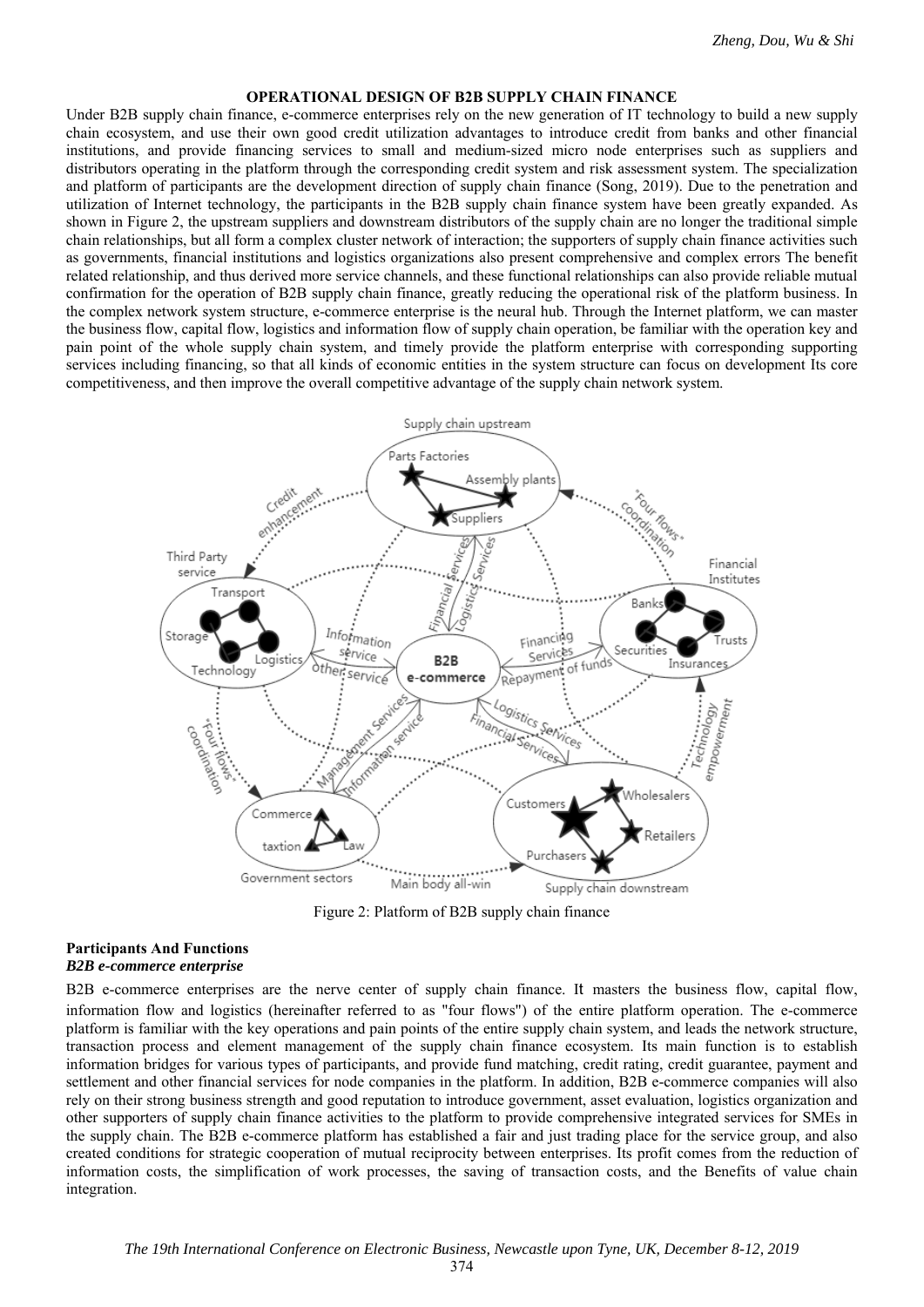## OPERATIONAL DESIGN OF B2B SUPPLY CHAIN FINANCE

Under B2B supply chain finance, e-commerce enterprises rely on the new generation of IT technology to build a new supply chain ecosystem, and use their own good credit utilization advantages to introduce credit from banks and other financial institutions, and provide financing services to small and medium-sized micro node enterprises such as suppliers and distributors operating in the platform through the corresponding credit system and risk assessment system. The specialization and platform of participants are the development direction of supply chain finance (Song, 2019). Due to the penetration and utilization of Internet technology, the participants in the B2B supply chain finance system have been greatly expanded. As shown in Figure 2, the upstream suppliers and downstream distributors of the supply chain are no longer the traditional simple chain relationships, but all form a complex cluster network of interaction; the supporters of supply chain finance activities such as governments, financial institutions and logistics organizations also present comprehensive and complex errors The benefit related relationship, and thus derived more service channels, and these functional relationships can also provide reliable mutual confirmation for the operation of B2B supply chain finance, greatly reducing the operational risk of the platform business. In the complex network system structure, e-commerce enterprise is the neural hub. Through the Internet platform, we can master the business flow, capital flow, logistics and information flow of supply chain operation, be familiar with the operation key and pain point of the whole supply chain system, and timely provide the platform enterprise with corresponding supporting services including financing, so that all kinds of economic entities in the system structure can focus on development Its core competitiveness, and then improve the overall competitive advantage of the supply chain network system.

Figure 2: Platform of B2B supply chain finance

### Participants And Functions

#### *B2B e-commerce enterprise*

B2B e-commerce enterprises are the nerve center of supply chain finance. It masters the business flow, capital flow, information flow and logistics (hereinafter referred to as "four flows") of the entire platform operation. The e-commerce platform is familiar with the key operations and pain points of the entire supply chain system, and leads the network structure, transaction process and element management of the supply chain finance ecosystem. Its main function is to establish information bridges for various types of participants, and provide fund matching, credit rating, credit guarantee, payment and settlement and other financial services for node companies in the platform. In addition, B2B e-commerce companies will also rely on their strong business strength and good reputation to introduce government, asset evaluation, logistics organization and other supporters of supply chain finance activities to the platform to provide comprehensive integrated services for SMEs in the supply chain. The B2B e-commerce platform has established a fair and just trading place for the service group, and also created conditions for strategic cooperation of mutual reciprocity between enterprises. Its profit comes from the reduction of information costs, the simplification of work processes, the saving of transaction costs, and the Benefits of value chain integration.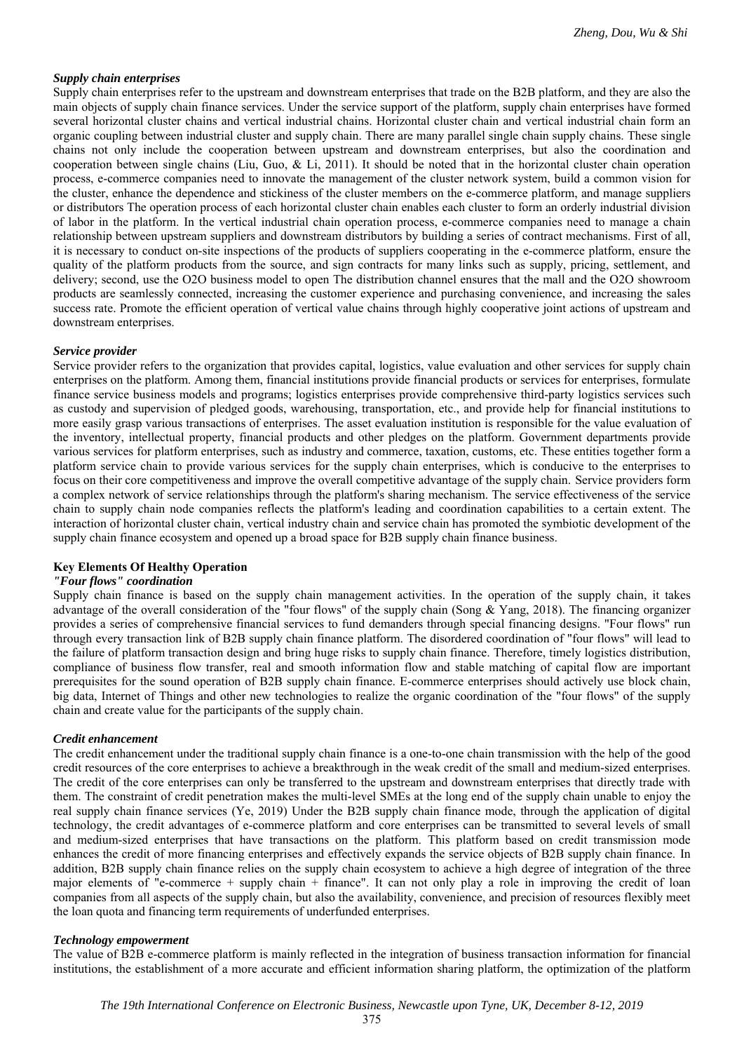### *Supply chain enterprises*

Supply chain enterprises refer to the upstream and downstream enterprises that trade on the B2B platform, and they are also the main objects of supply chain finance services. Under the service support of the platform, supply chain enterprises have formed several horizontal cluster chains and vertical industrial chains. Horizontal cluster chain and vertical industrial chain form an organic coupling between industrial cluster and supply chain. There are many parallel single chain supply chains. These single chains not only include the cooperation between upstream and downstream enterprises, but also the coordination and cooperation between single chains (Liu, Guo, & Li, 2011). It should be noted that in the horizontal cluster chain operation process, e-commerce companies need to innovate the management of the cluster network system, build a common vision for the cluster, enhance the dependence and stickiness of the cluster members on the e-commerce platform, and manage suppliers or distributors The operation process of each horizontal cluster chain enables each cluster to form an orderly industrial division of labor in the platform. In the vertical industrial chain operation process, e-commerce companies need to manage a chain relationship between upstream suppliers and downstream distributors by building a series of contract mechanisms. First of all, it is necessary to conduct on-site inspections of the products of suppliers cooperating in the e-commerce platform, ensure the quality of the platform products from the source, and sign contracts for many links such as supply, pricing, settlement, and delivery; second, use the O2O business model to open The distribution channel ensures that the mall and the O2O showroom products are seamlessly connected, increasing the customer experience and purchasing convenience, and increasing the sales success rate. Promote the efficient operation of vertical value chains through highly cooperative joint actions of upstream and downstream enterprises.

### *Service provider*

Service provider refers to the organization that provides capital, logistics, value evaluation and other services for supply chain enterprises on the platform. Among them, financial institutions provide financial products or services for enterprises, formulate finance service business models and programs; logistics enterprises provide comprehensive third-party logistics services such as custody and supervision of pledged goods, warehousing, transportation, etc., and provide help for financial institutions to more easily grasp various transactions of enterprises. The asset evaluation institution is responsible for the value evaluation of the inventory, intellectual property, financial products and other pledges on the platform. Government departments provide various services for platform enterprises, such as industry and commerce, taxation, customs, etc. These entities together form a platform service chain to provide various services for the supply chain enterprises, which is conducive to the enterprises to focus on their core competitiveness and improve the overall competitive advantage of the supply chain. Service providers form a complex network of service relationships through the platform's sharing mechanism. The service effectiveness of the service chain to supply chain node companies reflects the platform's leading and coordination capabilities to a certain extent. The interaction of horizontal cluster chain, vertical industry chain and service chain has promoted the symbiotic development of the supply chain finance ecosystem and opened up a broad space for B2B supply chain finance business.

## Key Elements Of Healthy Operation

### *"Four flows" coordination*

Supply chain finance is based on the supply chain management activities. In the operation of the supply chain, it takes advantage of the overall consideration of the "four flows" of the supply chain (Song & Yang, 2018). The financing organizer provides a series of comprehensive financial services to fund demanders through special financing designs. "Four flows" run through every transaction link of B2B supply chain finance platform. The disordered coordination of "four flows" will lead to the failure of platform transaction design and bring huge risks to supply chain finance. Therefore, timely logistics distribution, compliance of business flow transfer, real and smooth information flow and stable matching of capital flow are important prerequisites for the sound operation of B2B supply chain finance. E-commerce enterprises should actively use block chain, big data, Internet of Things and other new technologies to realize the organic coordination of the "four flows" of the supply chain and create value for the participants of the supply chain.

### *Credit enhancement*

The credit enhancement under the traditional supply chain finance is a one-to-one chain transmission with the help of the good credit resources of the core enterprises to achieve a breakthrough in the weak credit of the small and medium-sized enterprises. The credit of the core enterprises can only be transferred to the upstream and downstream enterprises that directly trade with them. The constraint of credit penetration makes the multi-level SMEs at the long end of the supply chain unable to enjoy the real supply chain finance services (Ye, 2019) Under the B2B supply chain finance mode, through the application of digital technology, the credit advantages of e-commerce platform and core enterprises can be transmitted to several levels of small and medium-sized enterprises that have transactions on the platform. This platform based on credit transmission mode enhances the credit of more financing enterprises and effectively expands the service objects of B2B supply chain finance. In addition, B2B supply chain finance relies on the supply chain ecosystem to achieve a high degree of integration of the three major elements of "e-commerce + supply chain + finance". It can not only play a role in improving the credit of loan companies from all aspects of the supply chain, but also the availability, convenience, and precision of resources flexibly meet the loan quota and financing term requirements of underfunded enterprises.

### *Technology empowerment*

The value of B2B e-commerce platform is mainly reflected in the integration of business transaction information for financial institutions, the establishment of a more accurate and efficient information sharing platform, the optimization of the platform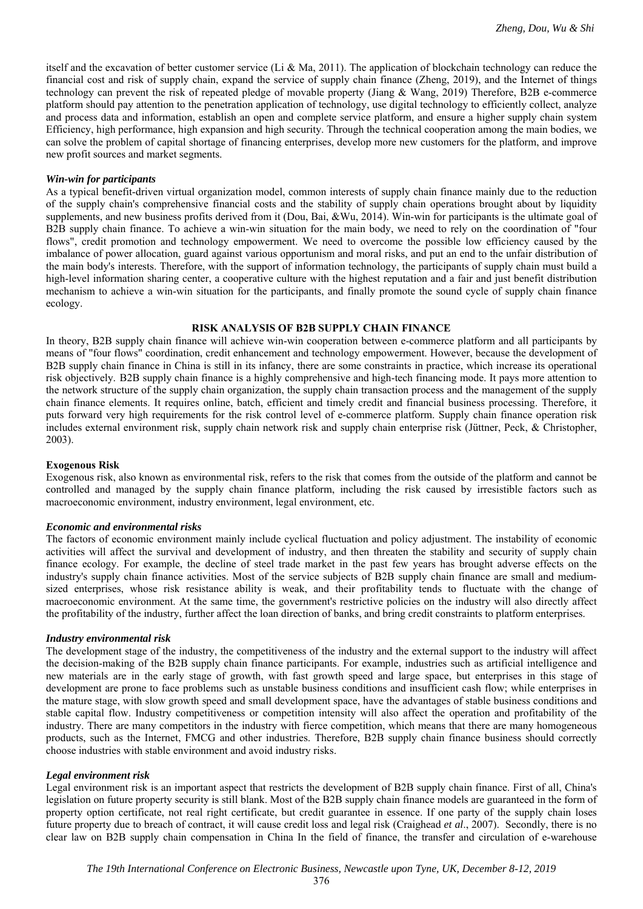itself and the excavation of better customer service (Li & Ma, 2011). The application of blockchain technology can reduce the financial cost and risk of supply chain, expand the service of supply chain finance (Zheng, 2019), and the Internet of things technology can prevent the risk of repeated pledge of movable property (Jiang & Wang, 2019) Therefore, B2B e-commerce platform should pay attention to the penetration application of technology, use digital technology to efficiently collect, analyze and process data and information, establish an open and complete service platform, and ensure a higher supply chain system Efficiency, high performance, high expansion and high security. Through the technical cooperation among the main bodies, we can solve the problem of capital shortage of financing enterprises, develop more new customers for the platform, and improve new profit sources and market segments.

#### *Win-win for participants*

As a typical benefit-driven virtual organization model, common interests of supply chain finance mainly due to the reduction of the supply chain's comprehensive financial costs and the stability of supply chain operations brought about by liquidity supplements, and new business profits derived from it (Dou, Bai, &Wu, 2014). Win-win for participants is the ultimate goal of B2B supply chain finance. To achieve a win-win situation for the main body, we need to rely on the coordination of "four flows", credit promotion and technology empowerment. We need to overcome the possible low efficiency caused by the imbalance of power allocation, guard against various opportunism and moral risks, and put an end to the unfair distribution of the main body's interests. Therefore, with the support of information technology, the participants of supply chain must build a high-level information sharing center, a cooperative culture with the highest reputation and a fair and just benefit distribution mechanism to achieve a win-win situation for the participants, and finally promote the sound cycle of supply chain finance ecology.

## RISK ANALYSIS OF B2B SUPPLY CHAIN FINANCE

In theory, B2B supply chain finance will achieve win-win cooperation between e-commerce platform and all participants by means of "four flows" coordination, credit enhancement and technology empowerment. However, because the development of B2B supply chain finance in China is still in its infancy, there are some constraints in practice, which increase its operational risk objectively. B2B supply chain finance is a highly comprehensive and high-tech financing mode. It pays more attention to the network structure of the supply chain organization, the supply chain transaction process and the management of the supply chain finance elements. It requires online, batch, efficient and timely credit and financial business processing. Therefore, it puts forward very high requirements for the risk control level of e-commerce platform. Supply chain finance operation risk includes external environment risk, supply chain network risk and supply chain enterprise risk (Jüttner, Peck, & Christopher, 2003).

### Exogenous Risk

Exogenous risk, also known as environmental risk, refers to the risk that comes from the outside of the platform and cannot be controlled and managed by the supply chain finance platform, including the risk caused by irresistible factors such as macroeconomic environment, industry environment, legal environment, etc.

#### *Economic and environmental risks*

The factors of economic environment mainly include cyclical fluctuation and policy adjustment. The instability of economic activities will affect the survival and development of industry, and then threaten the stability and security of supply chain finance ecology. For example, the decline of steel trade market in the past few years has brought adverse effects on the industry's supply chain finance activities. Most of the service subjects of B2B supply chain finance are small and medium-sized enterprises, whose risk resistance ability is weak, and their profitability tends to fluctuate with the change of macroeconomic environment. At the same time, the government's restrictive policies on the industry will also directly affect the profitability of the industry, further affect the loan direction of banks, and bring credit constraints to platform enterprises.

#### *Industry environmental risk*

The development stage of the industry, the competitiveness of the industry and the external support to the industry will affect the decision-making of the B2B supply chain finance participants. For example, industries such as artificial intelligence and new materials are in the early stage of growth, with fast growth speed and large space, but enterprises in this stage of development are prone to face problems such as unstable business conditions and insufficient cash flow; while enterprises in the mature stage, with slow growth speed and small development space, have the advantages of stable business conditions and stable capital flow. Industry competitiveness or competition intensity will also affect the operation and profitability of the industry. There are many competitors in the industry with fierce competition, which means that there are many homogeneous products, such as the Internet, FMCG and other industries. Therefore, B2B supply chain finance business should correctly choose industries with stable environment and avoid industry risks.

#### *Legal environment risk*

Legal environment risk is an important aspect that restricts the development of B2B supply chain finance. First of all, China's legislation on future property security is still blank. Most of the B2B supply chain finance models are guaranteed in the form of property option certificate, not real right certificate, but credit guarantee in essence. If one party of the supply chain loses future property due to breach of contract, it will cause credit loss and legal risk (Craighead *et al*., 2007). Secondly, there is no clear law on B2B supply chain compensation in China In the field of finance, the transfer and circulation of e-warehouse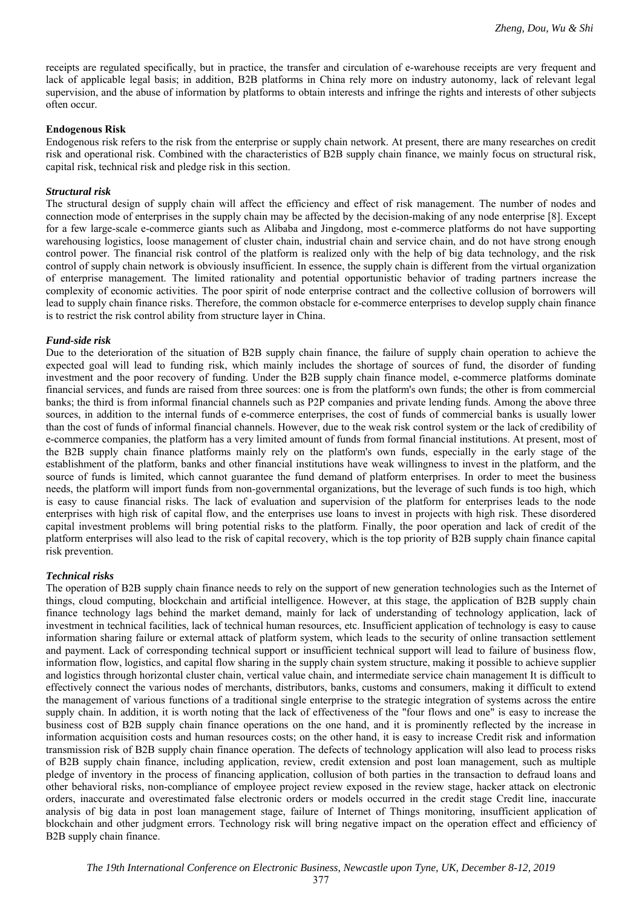receipts are regulated specifically, but in practice, the transfer and circulation of e-warehouse receipts are very frequent and lack of applicable legal basis; in addition, B2B platforms in China rely more on industry autonomy, lack of relevant legal supervision, and the abuse of information by platforms to obtain interests and infringe the rights and interests of other subjects often occur.

**Endogenous Risk**

Endogenous risk refers to the risk from the enterprise or supply chain network. At present, there are many researches on credit risk and operational risk. Combined with the characteristics of B2B supply chain finance, we mainly focus on structural risk, capital risk, technical risk and pledge risk in this section.

***Structural risk***

The structural design of supply chain will affect the efficiency and effect of risk management. The number of nodes and connection mode of enterprises in the supply chain may be affected by the decision-making of any node enterprise [8]. Except for a few large-scale e-commerce giants such as Alibaba and Jingdong, most e-commerce platforms do not have supporting warehousing logistics, loose management of cluster chain, industrial chain and service chain, and do not have strong enough control power. The financial risk control of the platform is realized only with the help of big data technology, and the risk control of supply chain network is obviously insufficient. In essence, the supply chain is different from the virtual organization of enterprise management. The limited rationality and potential opportunistic behavior of trading partners increase the complexity of economic activities. The poor spirit of node enterprise contract and the collective collusion of borrowers will lead to supply chain finance risks. Therefore, the common obstacle for e-commerce enterprises to develop supply chain finance is to restrict the risk control ability from structure layer in China.

***Fund-side risk***

Due to the deterioration of the situation of B2B supply chain finance, the failure of supply chain operation to achieve the expected goal will lead to funding risk, which mainly includes the shortage of sources of fund, the disorder of funding investment and the poor recovery of funding. Under the B2B supply chain finance model, e-commerce platforms dominate financial services, and funds are raised from three sources: one is from the platform's own funds; the other is from commercial banks; the third is from informal financial channels such as P2P companies and private lending funds. Among the above three sources, in addition to the internal funds of e-commerce enterprises, the cost of funds of commercial banks is usually lower than the cost of funds of informal financial channels. However, due to the weak risk control system or the lack of credibility of e-commerce companies, the platform has a very limited amount of funds from formal financial institutions. At present, most of the B2B supply chain finance platforms mainly rely on the platform's own funds, especially in the early stage of the establishment of the platform, banks and other financial institutions have weak willingness to invest in the platform, and the source of funds is limited, which cannot guarantee the fund demand of platform enterprises. In order to meet the business needs, the platform will import funds from non-governmental organizations, but the leverage of such funds is too high, which is easy to cause financial risks. The lack of evaluation and supervision of the platform for enterprises leads to the node enterprises with high risk of capital flow, and the enterprises use loans to invest in projects with high risk. These disordered capital investment problems will bring potential risks to the platform. Finally, the poor operation and lack of credit of the platform enterprises will also lead to the risk of capital recovery, which is the top priority of B2B supply chain finance capital risk prevention.

***Technical risks***

The operation of B2B supply chain finance needs to rely on the support of new generation technologies such as the Internet of things, cloud computing, blockchain and artificial intelligence. However, at this stage, the application of B2B supply chain finance technology lags behind the market demand, mainly for lack of understanding of technology application, lack of investment in technical facilities, lack of technical human resources, etc. Insufficient application of technology is easy to cause information sharing failure or external attack of platform system, which leads to the security of online transaction settlement and payment. Lack of corresponding technical support or insufficient technical support will lead to failure of business flow, information flow, logistics, and capital flow sharing in the supply chain system structure, making it possible to achieve supplier and logistics through horizontal cluster chain, vertical value chain, and intermediate service chain management It is difficult to effectively connect the various nodes of merchants, distributors, banks, customs and consumers, making it difficult to extend the management of various functions of a traditional single enterprise to the strategic integration of systems across the entire supply chain. In addition, it is worth noting that the lack of effectiveness of the "four flows and one" is easy to increase the business cost of B2B supply chain finance operations on the one hand, and it is prominently reflected by the increase in information acquisition costs and human resources costs; on the other hand, it is easy to increase Credit risk and information transmission risk of B2B supply chain finance operation. The defects of technology application will also lead to process risks of B2B supply chain finance, including application, review, credit extension and post loan management, such as multiple pledge of inventory in the process of financing application, collusion of both parties in the transaction to defraud loans and other behavioral risks, non-compliance of employee project review exposed in the review stage, hacker attack on electronic orders, inaccurate and overestimated false electronic orders or models occurred in the credit stage Credit line, inaccurate analysis of big data in post loan management stage, failure of Internet of Things monitoring, insufficient application of blockchain and other judgment errors. Technology risk will bring negative impact on the operation effect and efficiency of B2B supply chain finance.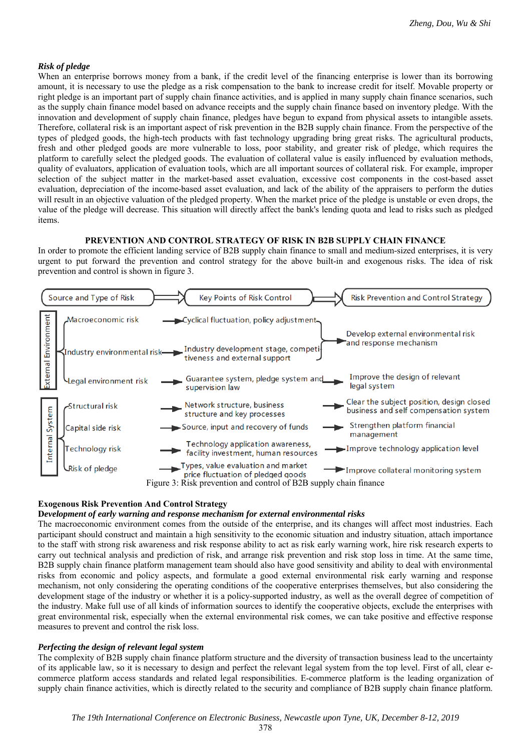### *Risk of pledge*

When an enterprise borrows money from a bank, if the credit level of the financing enterprise is lower than its borrowing amount, it is necessary to use the pledge as a risk compensation to the bank to increase credit for itself. Movable property or right pledge is an important part of supply chain finance activities, and is applied in many supply chain finance scenarios, such as the supply chain finance model based on advance receipts and the supply chain finance based on inventory pledge. With the innovation and development of supply chain finance, pledges have begun to expand from physical assets to intangible assets. Therefore, collateral risk is an important aspect of risk prevention in the B2B supply chain finance. From the perspective of the types of pledged goods, the high-tech products with fast technology upgrading bring great risks. The agricultural products, fresh and other pledged goods are more vulnerable to loss, poor stability, and greater risk of pledge, which requires the platform to carefully select the pledged goods. The evaluation of collateral value is easily influenced by evaluation methods, quality of evaluators, application of evaluation tools, which are all important sources of collateral risk. For example, improper selection of the subject matter in the market-based asset evaluation, excessive cost components in the cost-based asset evaluation, depreciation of the income-based asset evaluation, and lack of the ability of the appraisers to perform the duties will result in an objective valuation of the pledged property. When the market price of the pledge is unstable or even drops, the value of the pledge will decrease. This situation will directly affect the bank's lending quota and lead to risks such as pledged items.

## PREVENTION AND CONTROL STRATEGY OF RISK IN B2B SUPPLY CHAIN FINANCE

In order to promote the efficient landing service of B2B supply chain finance to small and medium-sized enterprises, it is very urgent to put forward the prevention and control strategy for the above built-in and exogenous risks. The idea of risk prevention and control is shown in figure 3.

| | Source and Type of Risk | Key Points of Risk Control | Risk Prevention and Control Strategy |
|---|---|---|---|
| External Environment | Macroeconomic risk | Cyclical fluctuation, policy adjustment | Develop external environmental risk and response mechanism |
| | Industry environmental risk | Industry development stage, competitiveness and external support | |
| | Legal environment risk | Guarantee system, pledge system and supervision law | Improve the design of relevant legal system |
| Internal System | Structural risk | Network structure, business structure and key processes | Clear the subject position, design closed business and self compensation system |
| | Capital side risk | Source, input and recovery of funds | Strengthen platform financial management |
| | Technology risk | Technology application awareness, facility investment, human resources | Improve technology application level |
| | Risk of pledge | Types, value evaluation and market price fluctuation of pledged goods | Improve collateral monitoring system |

Figure 3: Risk prevention and control of B2B supply chain finance

### Exogenous Risk Prevention And Control Strategy

#### *Development of early warning and response mechanism for external environmental risks*

The macroeconomic environment comes from the outside of the enterprise, and its changes will affect most industries. Each participant should construct and maintain a high sensitivity to the economic situation and industry situation, attach importance to the staff with strong risk awareness and risk response ability to act as risk early warning work, hire risk research experts to carry out technical analysis and prediction of risk, and arrange risk prevention and risk stop loss in time. At the same time, B2B supply chain finance platform management team should also have good sensitivity and ability to deal with environmental risks from economic and policy aspects, and formulate a good external environmental risk early warning and response mechanism, not only considering the operating conditions of the cooperative enterprises themselves, but also considering the development stage of the industry or whether it is a policy-supported industry, as well as the overall degree of competition of the industry. Make full use of all kinds of information sources to identify the cooperative objects, exclude the enterprises with great environmental risk, especially when the external environmental risk comes, we can take positive and effective response measures to prevent and control the risk loss.

#### *Perfecting the design of relevant legal system*

The complexity of B2B supply chain finance platform structure and the diversity of transaction business lead to the uncertainty of its applicable law, so it is necessary to design and perfect the relevant legal system from the top level. First of all, clear e-commerce platform access standards and related legal responsibilities. E-commerce platform is the leading organization of supply chain finance activities, which is directly related to the security and compliance of B2B supply chain finance platform.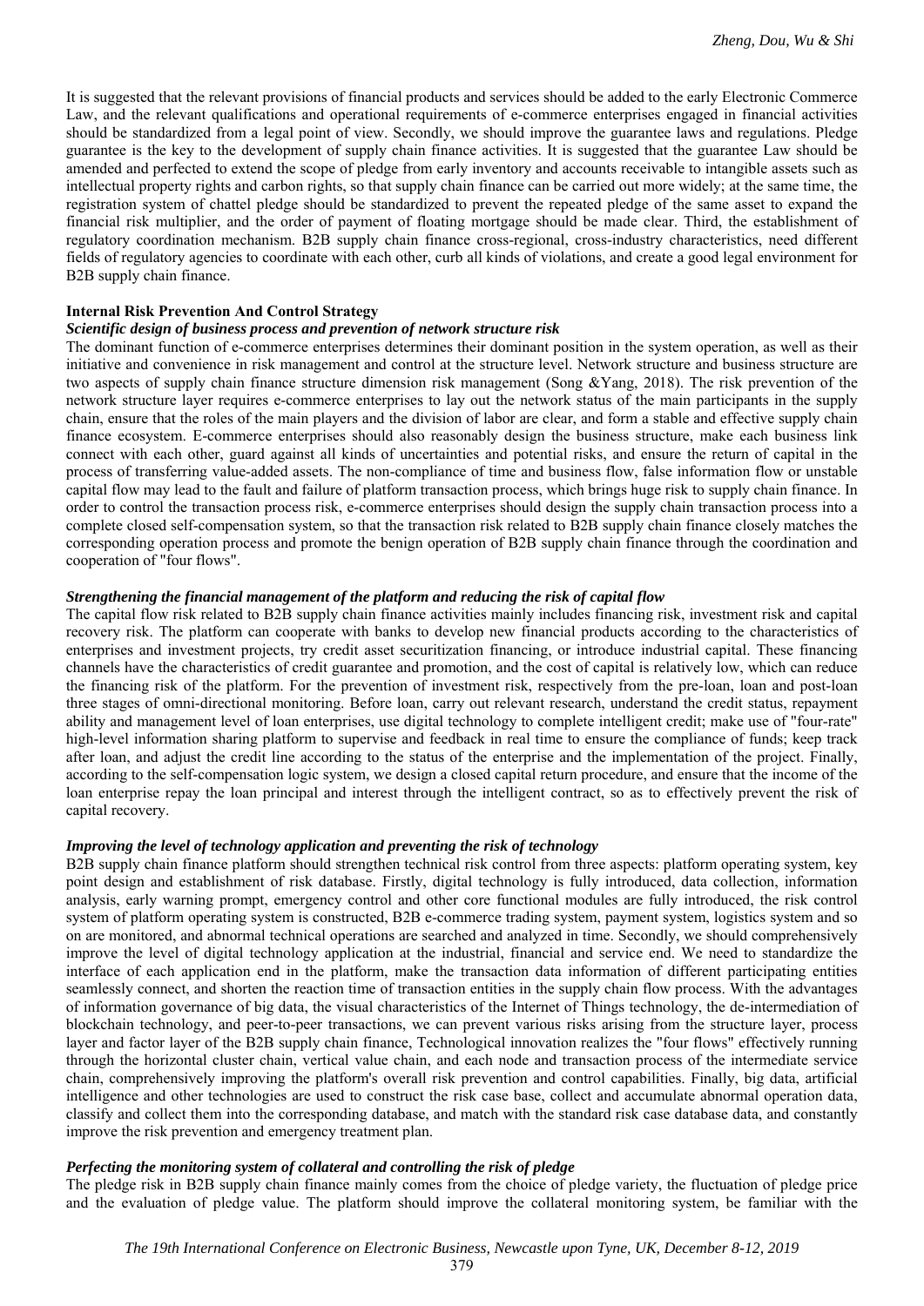It is suggested that the relevant provisions of financial products and services should be added to the early Electronic Commerce Law, and the relevant qualifications and operational requirements of e-commerce enterprises engaged in financial activities should be standardized from a legal point of view. Secondly, we should improve the guarantee laws and regulations. Pledge guarantee is the key to the development of supply chain finance activities. It is suggested that the guarantee Law should be amended and perfected to extend the scope of pledge from early inventory and accounts receivable to intangible assets such as intellectual property rights and carbon rights, so that supply chain finance can be carried out more widely; at the same time, the registration system of chattel pledge should be standardized to prevent the repeated pledge of the same asset to expand the financial risk multiplier, and the order of payment of floating mortgage should be made clear. Third, the establishment of regulatory coordination mechanism. B2B supply chain finance cross-regional, cross-industry characteristics, need different fields of regulatory agencies to coordinate with each other, curb all kinds of violations, and create a good legal environment for B2B supply chain finance.

### Internal Risk Prevention And Control Strategy

#### *Scientific design of business process and prevention of network structure risk*

The dominant function of e-commerce enterprises determines their dominant position in the system operation, as well as their initiative and convenience in risk management and control at the structure level. Network structure and business structure are two aspects of supply chain finance structure dimension risk management (Song &Yang, 2018). The risk prevention of the network structure layer requires e-commerce enterprises to lay out the network status of the main participants in the supply chain, ensure that the roles of the main players and the division of labor are clear, and form a stable and effective supply chain finance ecosystem. E-commerce enterprises should also reasonably design the business structure, make each business link connect with each other, guard against all kinds of uncertainties and potential risks, and ensure the return of capital in the process of transferring value-added assets. The non-compliance of time and business flow, false information flow or unstable capital flow may lead to the fault and failure of platform transaction process, which brings huge risk to supply chain finance. In order to control the transaction process risk, e-commerce enterprises should design the supply chain transaction process into a complete closed self-compensation system, so that the transaction risk related to B2B supply chain finance closely matches the corresponding operation process and promote the benign operation of B2B supply chain finance through the coordination and cooperation of "four flows".

#### *Strengthening the financial management of the platform and reducing the risk of capital flow*

The capital flow risk related to B2B supply chain finance activities mainly includes financing risk, investment risk and capital recovery risk. The platform can cooperate with banks to develop new financial products according to the characteristics of enterprises and investment projects, try credit asset securitization financing, or introduce industrial capital. These financing channels have the characteristics of credit guarantee and promotion, and the cost of capital is relatively low, which can reduce the financing risk of the platform. For the prevention of investment risk, respectively from the pre-loan, loan and post-loan three stages of omni-directional monitoring. Before loan, carry out relevant research, understand the credit status, repayment ability and management level of loan enterprises, use digital technology to complete intelligent credit; make use of "four-rate" high-level information sharing platform to supervise and feedback in real time to ensure the compliance of funds; keep track after loan, and adjust the credit line according to the status of the enterprise and the implementation of the project. Finally, according to the self-compensation logic system, we design a closed capital return procedure, and ensure that the income of the loan enterprise repay the loan principal and interest through the intelligent contract, so as to effectively prevent the risk of capital recovery.

#### *Improving the level of technology application and preventing the risk of technology*

B2B supply chain finance platform should strengthen technical risk control from three aspects: platform operating system, key point design and establishment of risk database. Firstly, digital technology is fully introduced, data collection, information analysis, early warning prompt, emergency control and other core functional modules are fully introduced, the risk control system of platform operating system is constructed, B2B e-commerce trading system, payment system, logistics system and so on are monitored, and abnormal technical operations are searched and analyzed in time. Secondly, we should comprehensively improve the level of digital technology application at the industrial, financial and service end. We need to standardize the interface of each application end in the platform, make the transaction data information of different participating entities seamlessly connect, and shorten the reaction time of transaction entities in the supply chain flow process. With the advantages of information governance of big data, the visual characteristics of the Internet of Things technology, the de-intermediation of blockchain technology, and peer-to-peer transactions, we can prevent various risks arising from the structure layer, process layer and factor layer of the B2B supply chain finance, Technological innovation realizes the "four flows" effectively running through the horizontal cluster chain, vertical value chain, and each node and transaction process of the intermediate service chain, comprehensively improving the platform's overall risk prevention and control capabilities. Finally, big data, artificial intelligence and other technologies are used to construct the risk case base, collect and accumulate abnormal operation data, classify and collect them into the corresponding database, and match with the standard risk case database data, and constantly improve the risk prevention and emergency treatment plan.

#### *Perfecting the monitoring system of collateral and controlling the risk of pledge*

The pledge risk in B2B supply chain finance mainly comes from the choice of pledge variety, the fluctuation of pledge price and the evaluation of pledge value. The platform should improve the collateral monitoring system, be familiar with the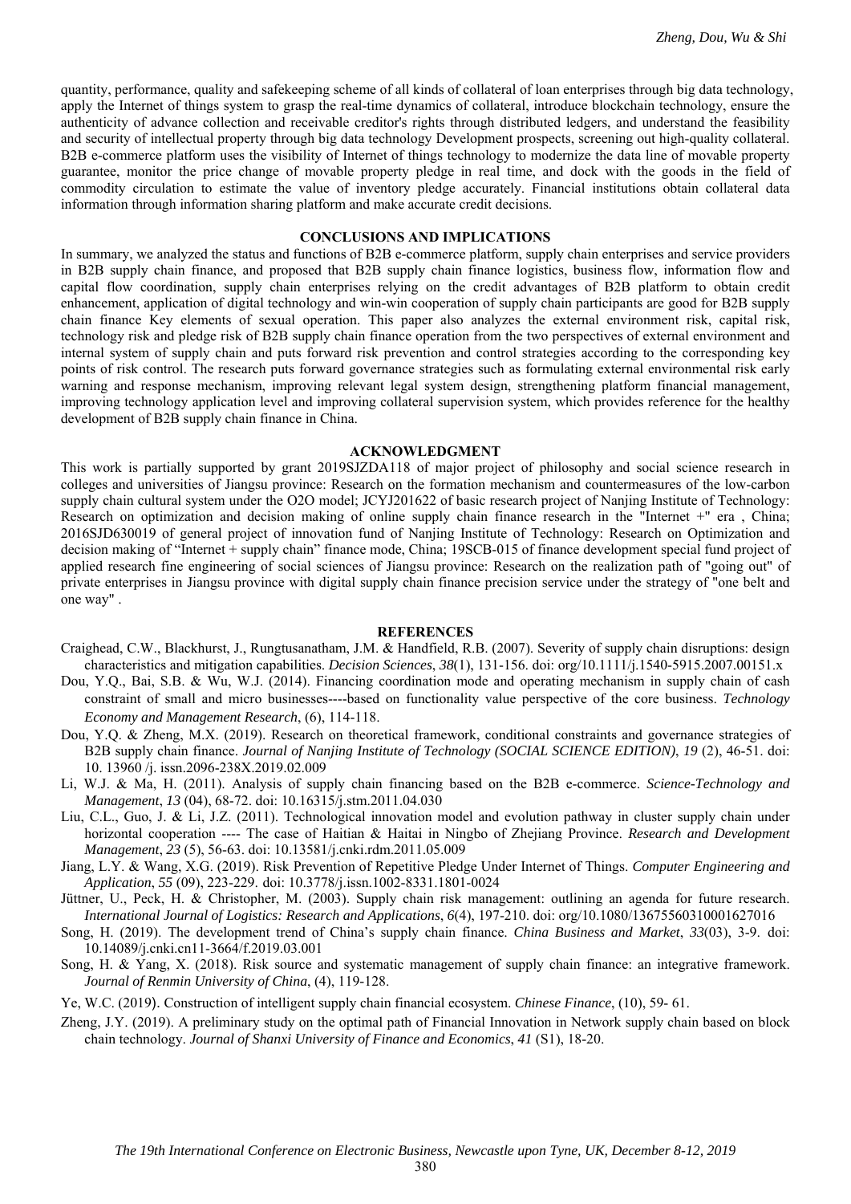quantity, performance, quality and safekeeping scheme of all kinds of collateral of loan enterprises through big data technology, apply the Internet of things system to grasp the real-time dynamics of collateral, introduce blockchain technology, ensure the authenticity of advance collection and receivable creditor's rights through distributed ledgers, and understand the feasibility and security of intellectual property through big data technology Development prospects, screening out high-quality collateral. B2B e-commerce platform uses the visibility of Internet of things technology to modernize the data line of movable property guarantee, monitor the price change of movable property pledge in real time, and dock with the goods in the field of commodity circulation to estimate the value of inventory pledge accurately. Financial institutions obtain collateral data information through information sharing platform and make accurate credit decisions.

## CONCLUSIONS AND IMPLICATIONS

In summary, we analyzed the status and functions of B2B e-commerce platform, supply chain enterprises and service providers in B2B supply chain finance, and proposed that B2B supply chain finance logistics, business flow, information flow and capital flow coordination, supply chain enterprises relying on the credit advantages of B2B platform to obtain credit enhancement, application of digital technology and win-win cooperation of supply chain participants are good for B2B supply chain finance Key elements of sexual operation. This paper also analyzes the external environment risk, capital risk, technology risk and pledge risk of B2B supply chain finance operation from the two perspectives of external environment and internal system of supply chain and puts forward risk prevention and control strategies according to the corresponding key points of risk control. The research puts forward governance strategies such as formulating external environmental risk early warning and response mechanism, improving relevant legal system design, strengthening platform financial management, improving technology application level and improving collateral supervision system, which provides reference for the healthy development of B2B supply chain finance in China.

## ACKNOWLEDGMENT

This work is partially supported by grant 2019SJZDA118 of major project of philosophy and social science research in colleges and universities of Jiangsu province: Research on the formation mechanism and countermeasures of the low-carbon supply chain cultural system under the O2O model; JCYJ201622 of basic research project of Nanjing Institute of Technology: Research on optimization and decision making of online supply chain finance research in the "Internet +" era , China; 2016SJD630019 of general project of innovation fund of Nanjing Institute of Technology: Research on Optimization and decision making of "Internet + supply chain" finance mode, China; 19SCB-015 of finance development special fund project of applied research fine engineering of social sciences of Jiangsu province: Research on the realization path of "going out" of private enterprises in Jiangsu province with digital supply chain finance precision service under the strategy of "one belt and one way" .

## REFERENCES

Craighead, C.W., Blackhurst, J., Rungtusanatham, J.M. & Handfield, R.B. (2007). Severity of supply chain disruptions: design characteristics and mitigation capabilities. *Decision Sciences*, *38*(1), 131-156. doi: org/10.1111/j.1540-5915.2007.00151.x

Dou, Y.Q., Bai, S.B. & Wu, W.J. (2014). Financing coordination mode and operating mechanism in supply chain of cash constraint of small and micro businesses----based on functionality value perspective of the core business. *Technology Economy and Management Research*, (6), 114-118.

Dou, Y.Q. & Zheng, M.X. (2019). Research on theoretical framework, conditional constraints and governance strategies of B2B supply chain finance. *Journal of Nanjing Institute of Technology (SOCIAL SCIENCE EDITION)*, *19* (2), 46-51. doi: 10. 13960 /j. issn.2096-238X.2019.02.009

Li, W.J. & Ma, H. (2011). Analysis of supply chain financing based on the B2B e-commerce. *Science-Technology and Management*, *13* (04), 68-72. doi: 10.16315/j.stm.2011.04.030

Liu, C.L., Guo, J. & Li, J.Z. (2011). Technological innovation model and evolution pathway in cluster supply chain under horizontal cooperation ---- The case of Haitian & Haitai in Ningbo of Zhejiang Province. *Research and Development Management*, *23* (5), 56-63. doi: 10.13581/j.cnki.rdm.2011.05.009

Jiang, L.Y. & Wang, X.G. (2019). Risk Prevention of Repetitive Pledge Under Internet of Things. *Computer Engineering and Application*, *55* (09), 223-229. doi: 10.3778/j.issn.1002-8331.1801-0024

Jüttner, U., Peck, H. & Christopher, M. (2003). Supply chain risk management: outlining an agenda for future research. *International Journal of Logistics: Research and Applications*, *6*(4), 197-210. doi: org/10.1080/13675560310001627016

Song, H. (2019). The development trend of China's supply chain finance. *China Business and Market*, *33*(03), 3-9. doi: 10.14089/j.cnki.cn11-3664/f.2019.03.001

Song, H. & Yang, X. (2018). Risk source and systematic management of supply chain finance: an integrative framework. *Journal of Renmin University of China*, (4), 119-128.

Ye, W.C. (2019). Construction of intelligent supply chain financial ecosystem. *Chinese Finance*, (10), 59- 61.

Zheng, J.Y. (2019). A preliminary study on the optimal path of Financial Innovation in Network supply chain based on block chain technology. *Journal of Shanxi University of Finance and Economics*, *41* (S1), 18-20.